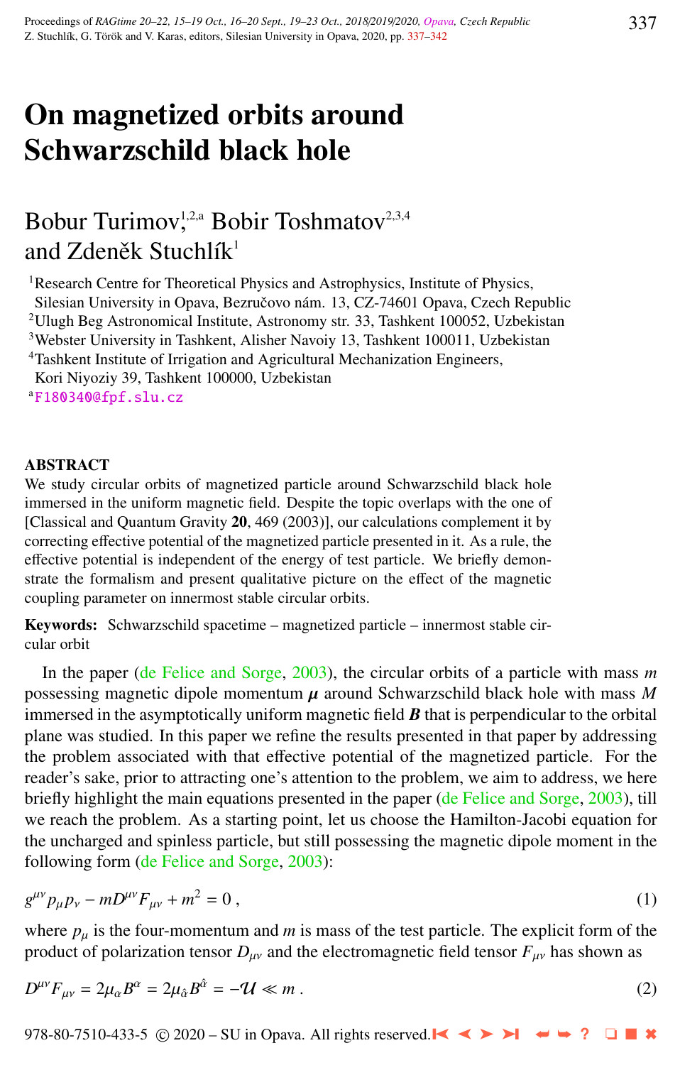# On magnetized orbits around Schwarzschild black hole

Bobur Turimov,[1,2,a] Bobir Toshmatov[2,3,4] and Zdeněk Stuchlík[1]

[1]Research Centre for Theoretical Physics and Astrophysics, Institute of Physics, Silesian University in Opava, Bezručovo nám. 13, CZ-74601 Opava, Czech Republic
[2]Ulugh Beg Astronomical Institute, Astronomy str. 33, Tashkent 100052, Uzbekistan
[3]Webster University in Tashkent, Alisher Navoiy 13, Tashkent 100011, Uzbekistan
[4]Tashkent Institute of Irrigation and Agricultural Mechanization Engineers, Kori Niyoziy 39, Tashkent 100000, Uzbekistan
[a]F180340@fpf.slu.cz

## ABSTRACT

We study circular orbits of magnetized particle around Schwarzschild black hole immersed in the uniform magnetic field. Despite the topic overlaps with the one of [Classical and Quantum Gravity **20**, 469 (2003)], our calculations complement it by correcting effective potential of the magnetized particle presented in it. As a rule, the effective potential is independent of the energy of test particle. We briefly demonstrate the formalism and present qualitative picture on the effect of the magnetic coupling parameter on innermost stable circular orbits.

**Keywords:** Schwarzschild spacetime – magnetized particle – innermost stable circular orbit

In the paper (de Felice and Sorge, 2003), the circular orbits of a particle with mass $m$ possessing magnetic dipole momentum $\boldsymbol{\mu}$ around Schwarzschild black hole with mass $M$ immersed in the asymptotically uniform magnetic field $\boldsymbol{B}$ that is perpendicular to the orbital plane was studied. In this paper we refine the results presented in that paper by addressing the problem associated with that effective potential of the magnetized particle. For the reader's sake, prior to attracting one's attention to the problem, we aim to address, we here briefly highlight the main equations presented in the paper (de Felice and Sorge, 2003), till we reach the problem. As a starting point, let us choose the Hamilton-Jacobi equation for the uncharged and spinless particle, but still possessing the magnetic dipole moment in the following form (de Felice and Sorge, 2003):

$$g^{\mu\nu} p_\mu p_\nu - mD^{\mu\nu} F_{\mu\nu} + m^2 = 0 \,, \tag{1}$$

where $p_\mu$ is the four-momentum and $m$ is mass of the test particle. The explicit form of the product of polarization tensor $D_{\mu\nu}$ and the electromagnetic field tensor $F_{\mu\nu}$ has shown as

$$D^{\mu\nu} F_{\mu\nu} = 2\mu_\alpha B^\alpha = 2\mu_{\hat{\alpha}} B^{\hat{\alpha}} = -\mathcal{U} \ll m \,. \tag{2}$$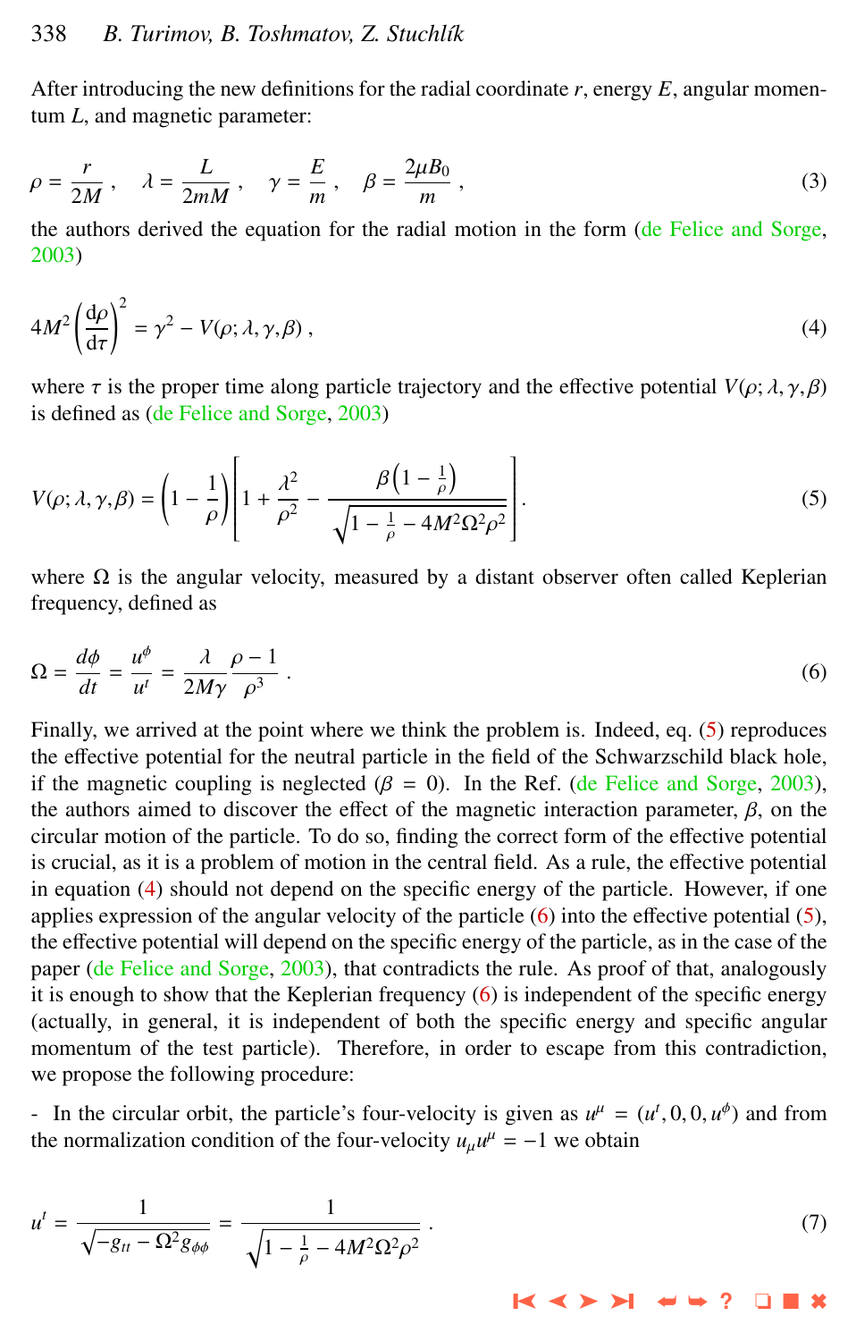After introducing the new definitions for the radial coordinate $r$, energy $E$, angular momentum $L$, and magnetic parameter:

$$\rho = \frac{r}{2M} , \quad \lambda = \frac{L}{2mM} , \quad \gamma = \frac{E}{m} , \quad \beta = \frac{2\mu B_0}{m} , \tag{3}$$

the authors derived the equation for the radial motion in the form (de Felice and Sorge, 2003)

$$4M^2 \left(\frac{\mathrm{d}\rho}{\mathrm{d}\tau}\right)^2 = \gamma^2 - V(\rho; \lambda, \gamma, \beta) , \tag{4}$$

where $\tau$ is the proper time along particle trajectory and the effective potential $V(\rho; \lambda, \gamma, \beta)$ is defined as (de Felice and Sorge, 2003)

$$V(\rho; \lambda, \gamma, \beta) = \left(1 - \frac{1}{\rho}\right)\left[1 + \frac{\lambda^2}{\rho^2} - \frac{\beta\left(1 - \frac{1}{\rho}\right)}{\sqrt{1 - \frac{1}{\rho} - 4M^2\Omega^2\rho^2}}\right]. \tag{5}$$

where $\Omega$ is the angular velocity, measured by a distant observer often called Keplerian frequency, defined as

$$\Omega = \frac{d\phi}{dt} = \frac{u^\phi}{u^t} = \frac{\lambda}{2M\gamma}\frac{\rho - 1}{\rho^3} . \tag{6}$$

Finally, we arrived at the point where we think the problem is. Indeed, eq. (5) reproduces the effective potential for the neutral particle in the field of the Schwarzschild black hole, if the magnetic coupling is neglected ($\beta = 0$). In the Ref. (de Felice and Sorge, 2003), the authors aimed to discover the effect of the magnetic interaction parameter, $\beta$, on the circular motion of the particle. To do so, finding the correct form of the effective potential is crucial, as it is a problem of motion in the central field. As a rule, the effective potential in equation (4) should not depend on the specific energy of the particle. However, if one applies expression of the angular velocity of the particle (6) into the effective potential (5), the effective potential will depend on the specific energy of the particle, as in the case of the paper (de Felice and Sorge, 2003), that contradicts the rule. As proof of that, analogously it is enough to show that the Keplerian frequency (6) is independent of the specific energy (actually, in general, it is independent of both the specific energy and specific angular momentum of the test particle). Therefore, in order to escape from this contradiction, we propose the following procedure:

- In the circular orbit, the particle's four-velocity is given as $u^\mu = (u^t, 0, 0, u^\phi)$ and from the normalization condition of the four-velocity $u_\mu u^\mu = -1$ we obtain

$$u^t = \frac{1}{\sqrt{-g_{tt} - \Omega^2 g_{\phi\phi}}} = \frac{1}{\sqrt{1 - \frac{1}{\rho} - 4M^2\Omega^2\rho^2}} . \tag{7}$$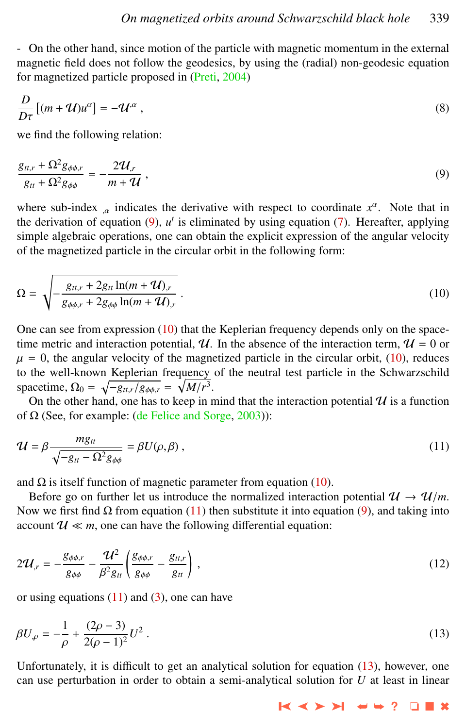- On the other hand, since motion of the particle with magnetic momentum in the external magnetic field does not follow the geodesics, by using the (radial) non-geodesic equation for magnetized particle proposed in (Preti, 2004)

$$\frac{D}{D\tau}\left[(m+\mathcal{U})u^{\alpha}\right] = -\mathcal{U}^{,\alpha} \ , \tag{8}$$

we find the following relation:

$$\frac{g_{tt,r} + \Omega^2 g_{\phi\phi,r}}{g_{tt} + \Omega^2 g_{\phi\phi}} = -\frac{2\mathcal{U}_{,r}}{m+\mathcal{U}} \ , \tag{9}$$

where sub-index $_{,\alpha}$ indicates the derivative with respect to coordinate $x^{\alpha}$. Note that in the derivation of equation (9), $u^t$ is eliminated by using equation (7). Hereafter, applying simple algebraic operations, one can obtain the explicit expression of the angular velocity of the magnetized particle in the circular orbit in the following form:

$$\Omega = \sqrt{-\frac{g_{tt,r} + 2g_{tt}\ln(m+\mathcal{U})_{,r}}{g_{\phi\phi,r} + 2g_{\phi\phi}\ln(m+\mathcal{U})_{,r}}} \ . \tag{10}$$

One can see from expression (10) that the Keplerian frequency depends only on the spacetime metric and interaction potential, $\mathcal{U}$. In the absence of the interaction term, $\mathcal{U} = 0$ or $\mu = 0$, the angular velocity of the magnetized particle in the circular orbit, (10), reduces to the well-known Keplerian frequency of the neutral test particle in the Schwarzschild spacetime, $\Omega_0 = \sqrt{-g_{tt,r}/g_{\phi\phi,r}} = \sqrt{M/r^3}$.

On the other hand, one has to keep in mind that the interaction potential $\mathcal{U}$ is a function of $\Omega$ (See, for example: (de Felice and Sorge, 2003)):

$$\mathcal{U} = \beta\frac{m g_{tt}}{\sqrt{-g_{tt} - \Omega^2 g_{\phi\phi}}} = \beta U(\rho,\beta) \ , \tag{11}$$

and $\Omega$ is itself function of magnetic parameter from equation (10).

Before go on further let us introduce the normalized interaction potential $\mathcal{U} \to \mathcal{U}/m$. Now we first find $\Omega$ from equation (11) then substitute it into equation (9), and taking into account $\mathcal{U} \ll m$, one can have the following differential equation:

$$2\mathcal{U}_{,r} = -\frac{g_{\phi\phi,r}}{g_{\phi\phi}} - \frac{\mathcal{U}^2}{\beta^2 g_{tt}}\left(\frac{g_{\phi\phi,r}}{g_{\phi\phi}} - \frac{g_{tt,r}}{g_{tt}}\right) \ , \tag{12}$$

or using equations (11) and (3), one can have

$$\beta U_{,\rho} = -\frac{1}{\rho} + \frac{(2\rho-3)}{2(\rho-1)^2}U^2 \ . \tag{13}$$

Unfortunately, it is difficult to get an analytical solution for equation (13), however, one can use perturbation in order to obtain a semi-analytical solution for $U$ at least in linear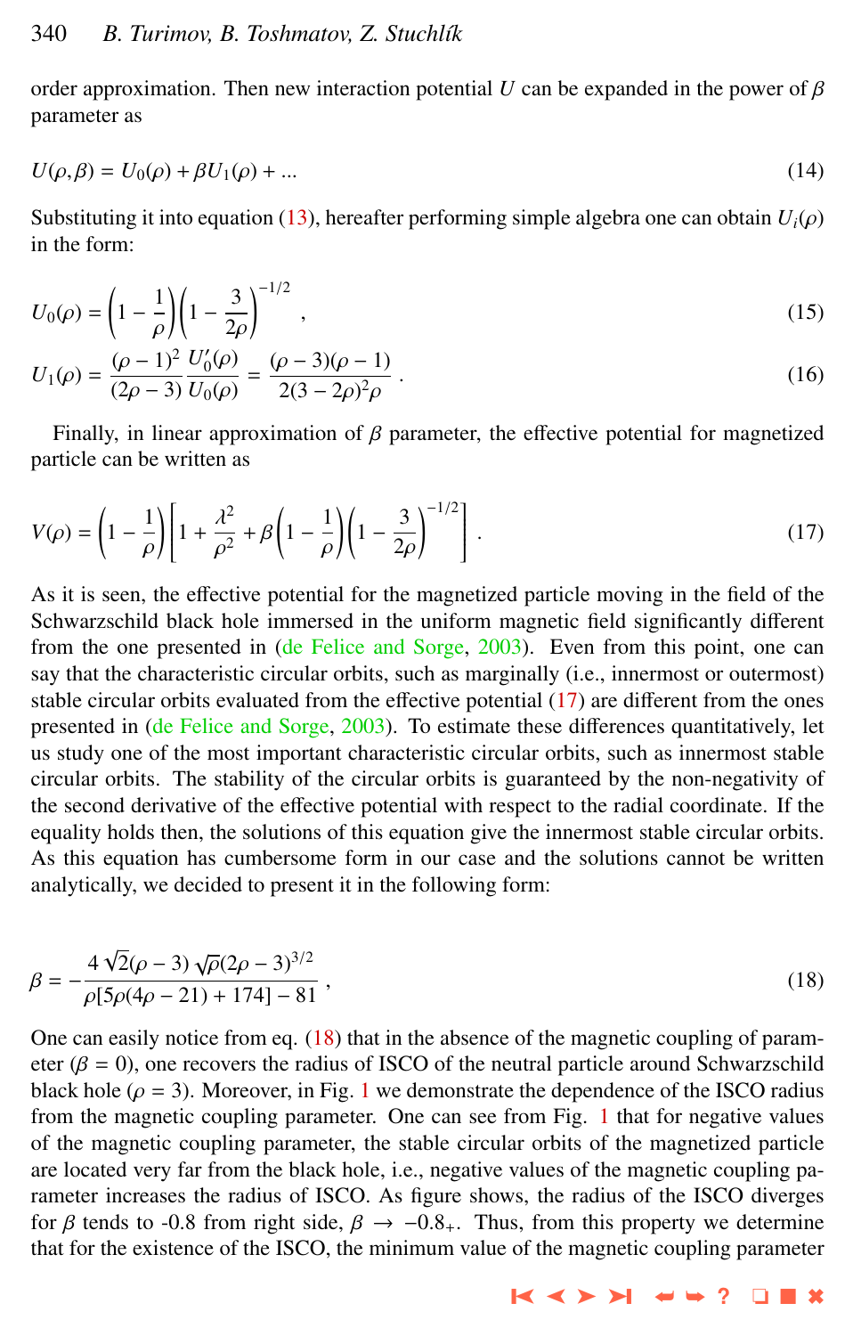order approximation. Then new interaction potential $U$ can be expanded in the power of $\beta$ parameter as

$$U(\rho, \beta) = U_0(\rho) + \beta U_1(\rho) + ... \tag{14}$$

Substituting it into equation (13), hereafter performing simple algebra one can obtain $U_i(\rho)$ in the form:

$$U_0(\rho) = \left(1 - \frac{1}{\rho}\right)\left(1 - \frac{3}{2\rho}\right)^{-1/2} , \tag{15}$$

$$U_1(\rho) = \frac{(\rho-1)^2}{(2\rho-3)} \frac{U_0'(\rho)}{U_0(\rho)} = \frac{(\rho-3)(\rho-1)}{2(3-2\rho)^2\rho} . \tag{16}$$

Finally, in linear approximation of $\beta$ parameter, the effective potential for magnetized particle can be written as

$$V(\rho) = \left(1 - \frac{1}{\rho}\right)\left[1 + \frac{\lambda^2}{\rho^2} + \beta\left(1 - \frac{1}{\rho}\right)\left(1 - \frac{3}{2\rho}\right)^{-1/2}\right] . \tag{17}$$

As it is seen, the effective potential for the magnetized particle moving in the field of the Schwarzschild black hole immersed in the uniform magnetic field significantly different from the one presented in (de Felice and Sorge, 2003). Even from this point, one can say that the characteristic circular orbits, such as marginally (i.e., innermost or outermost) stable circular orbits evaluated from the effective potential (17) are different from the ones presented in (de Felice and Sorge, 2003). To estimate these differences quantitatively, let us study one of the most important characteristic circular orbits, such as innermost stable circular orbits. The stability of the circular orbits is guaranteed by the non-negativity of the second derivative of the effective potential with respect to the radial coordinate. If the equality holds then, the solutions of this equation give the innermost stable circular orbits. As this equation has cumbersome form in our case and the solutions cannot be written analytically, we decided to present it in the following form:

$$\beta = -\frac{4\sqrt{2}(\rho-3)\sqrt{\rho}(2\rho-3)^{3/2}}{\rho[5\rho(4\rho-21)+174]-81} , \tag{18}$$

One can easily notice from eq. (18) that in the absence of the magnetic coupling of parameter ($\beta = 0$), one recovers the radius of ISCO of the neutral particle around Schwarzschild black hole ($\rho = 3$). Moreover, in Fig. 1 we demonstrate the dependence of the ISCO radius from the magnetic coupling parameter. One can see from Fig. 1 that for negative values of the magnetic coupling parameter, the stable circular orbits of the magnetized particle are located very far from the black hole, i.e., negative values of the magnetic coupling parameter increases the radius of ISCO. As figure shows, the radius of the ISCO diverges for $\beta$ tends to -0.8 from right side, $\beta \to -0.8_+$. Thus, from this property we determine that for the existence of the ISCO, the minimum value of the magnetic coupling parameter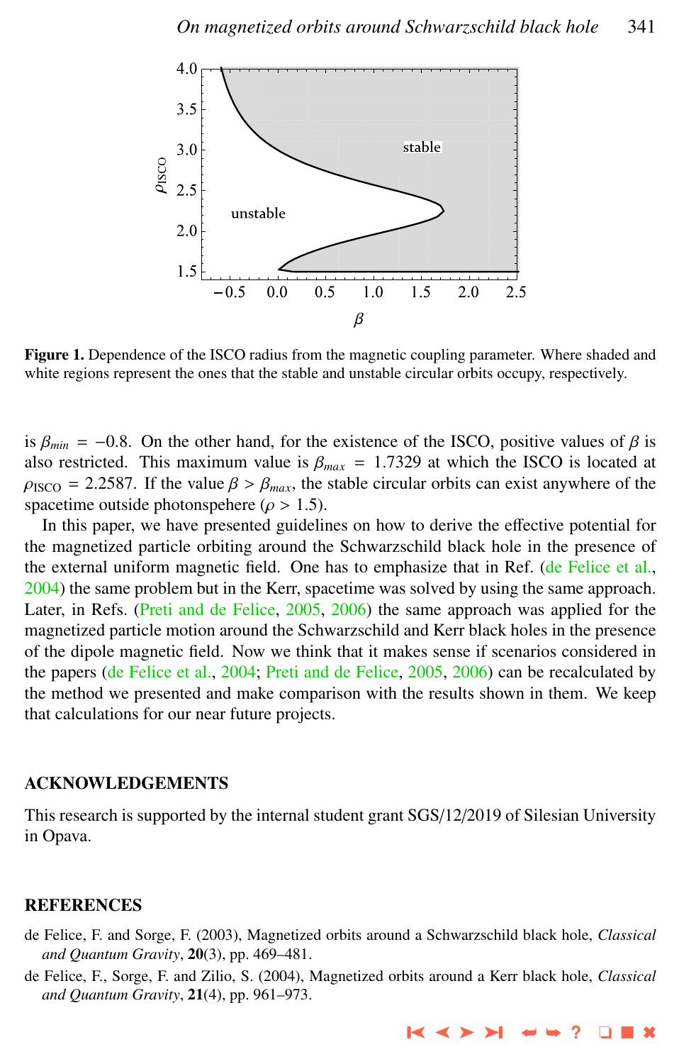**Figure 1.** Dependence of the ISCO radius from the magnetic coupling parameter. Where shaded and white regions represent the ones that the stable and unstable circular orbits occupy, respectively.

is $\beta_{min} = -0.8$. On the other hand, for the existence of the ISCO, positive values of $\beta$ is also restricted. This maximum value is $\beta_{max} = 1.7329$ at which the ISCO is located at $\rho_{\rm ISCO} = 2.2587$. If the value $\beta > \beta_{max}$, the stable circular orbits can exist anywhere of the spacetime outside photonspehere ($\rho > 1.5$).

In this paper, we have presented guidelines on how to derive the effective potential for the magnetized particle orbiting around the Schwarzschild black hole in the presence of the external uniform magnetic field. One has to emphasize that in Ref. (de Felice et al., 2004) the same problem but in the Kerr, spacetime was solved by using the same approach. Later, in Refs. (Preti and de Felice, 2005, 2006) the same approach was applied for the magnetized particle motion around the Schwarzschild and Kerr black holes in the presence of the dipole magnetic field. Now we think that it makes sense if scenarios considered in the papers (de Felice et al., 2004; Preti and de Felice, 2005, 2006) can be recalculated by the method we presented and make comparison with the results shown in them. We keep that calculations for our near future projects.

## ACKNOWLEDGEMENTS

This research is supported by the internal student grant SGS/12/2019 of Silesian University in Opava.

## REFERENCES

de Felice, F. and Sorge, F. (2003), Magnetized orbits around a Schwarzschild black hole, *Classical and Quantum Gravity*, **20**(3), pp. 469–481.

de Felice, F., Sorge, F. and Zilio, S. (2004), Magnetized orbits around a Kerr black hole, *Classical and Quantum Gravity*, **21**(4), pp. 961–973.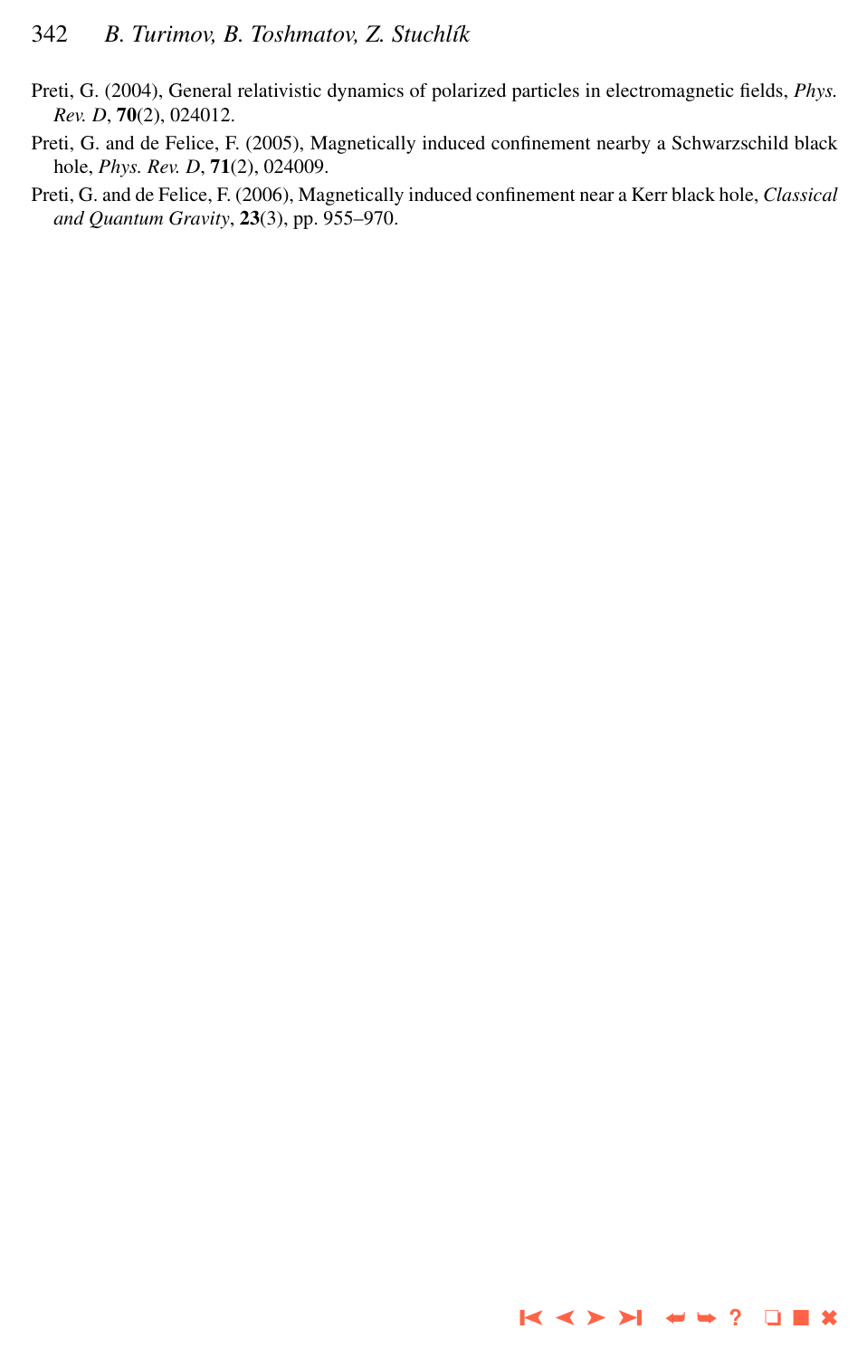Preti, G. (2004), General relativistic dynamics of polarized particles in electromagnetic fields, *Phys. Rev. D*, **70**(2), 024012.

Preti, G. and de Felice, F. (2005), Magnetically induced confinement nearby a Schwarzschild black hole, *Phys. Rev. D*, **71**(2), 024009.

Preti, G. and de Felice, F. (2006), Magnetically induced confinement near a Kerr black hole, *Classical and Quantum Gravity*, **23**(3), pp. 955–970.